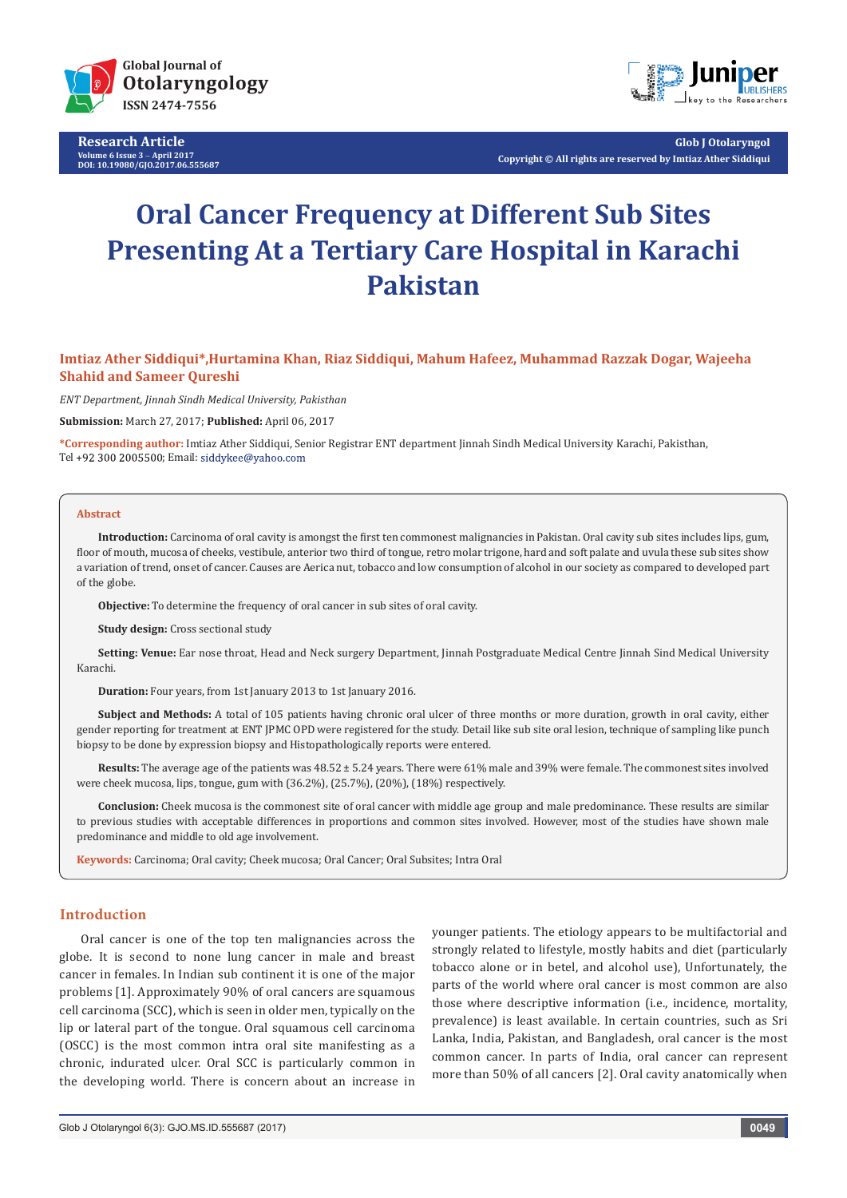Research Article
Volume 6 Issue 3 – April 2017
DOI: 10.19080/GJO.2017.06.555687

Glob J Otolaryngol
Copyright © All rights are reserved by Imtiaz Ather Siddiqui

# Oral Cancer Frequency at Different Sub Sites Presenting At a Tertiary Care Hospital in Karachi Pakistan

**Imtiaz Ather Siddiqui*,Hurtamina Khan, Riaz Siddiqui, Mahum Hafeez, Muhammad Razzak Dogar, Wajeeha Shahid and Sameer Qureshi**

*ENT Department, Jinnah Sindh Medical University, Pakisthan*

**Submission:** March 27, 2017; **Published:** April 06, 2017

***Corresponding author:** Imtiaz Ather Siddiqui, Senior Registrar ENT department Jinnah Sindh Medical University Karachi, Pakistan, Tel +92 300 2005500; Email: siddykee@yahoo.com

## Abstract

**Introduction:** Carcinoma of oral cavity is amongst the first ten commonest malignancies in Pakistan. Oral cavity sub sites includes lips, gum, floor of mouth, mucosa of cheeks, vestibule, anterior two third of tongue, retro molar trigone, hard and soft palate and uvula these sub sites show a variation of trend, onset of cancer. Causes are Aerica nut, tobacco and low consumption of alcohol in our society as compared to developed part of the globe.

**Objective:** To determine the frequency of oral cancer in sub sites of oral cavity.

**Study design:** Cross sectional study

**Setting: Venue:** Ear nose throat, Head and Neck surgery Department, Jinnah Postgraduate Medical Centre Jinnah Sind Medical University Karachi.

**Duration:** Four years, from 1st January 2013 to 1st January 2016.

**Subject and Methods:** A total of 105 patients having chronic oral ulcer of three months or more duration, growth in oral cavity, either gender reporting for treatment at ENT JPMC OPD were registered for the study. Detail like sub site oral lesion, technique of sampling like punch biopsy to be done by expression biopsy and Histopathologically reports were entered.

**Results:** The average age of the patients was 48.52 ± 5.24 years. There were 61% male and 39% were female. The commonest sites involved were cheek mucosa, lips, tongue, gum with (36.2%), (25.7%), (20%), (18%) respectively.

**Conclusion:** Cheek mucosa is the commonest site of oral cancer with middle age group and male predominance. These results are similar to previous studies with acceptable differences in proportions and common sites involved. However, most of the studies have shown male predominance and middle to old age involvement.

**Keywords:** Carcinoma; Oral cavity; Cheek mucosa; Oral Cancer; Oral Subsites; Intra Oral

## Introduction

Oral cancer is one of the top ten malignancies across the globe. It is second to none lung cancer in male and breast cancer in females. In Indian sub continent it is one of the major problems [1]. Approximately 90% of oral cancers are squamous cell carcinoma (SCC), which is seen in older men, typically on the lip or lateral part of the tongue. Oral squamous cell carcinoma (OSCC) is the most common intra oral site manifesting as a chronic, indurated ulcer. Oral SCC is particularly common in the developing world. There is concern about an increase in younger patients. The etiology appears to be multifactorial and strongly related to lifestyle, mostly habits and diet (particularly tobacco alone or in betel, and alcohol use), Unfortunately, the parts of the world where oral cancer is most common are also those where descriptive information (i.e., incidence, mortality, prevalence) is least available. In certain countries, such as Sri Lanka, India, Pakistan, and Bangladesh, oral cancer is the most common cancer. In parts of India, oral cancer can represent more than 50% of all cancers [2]. Oral cavity anatomically when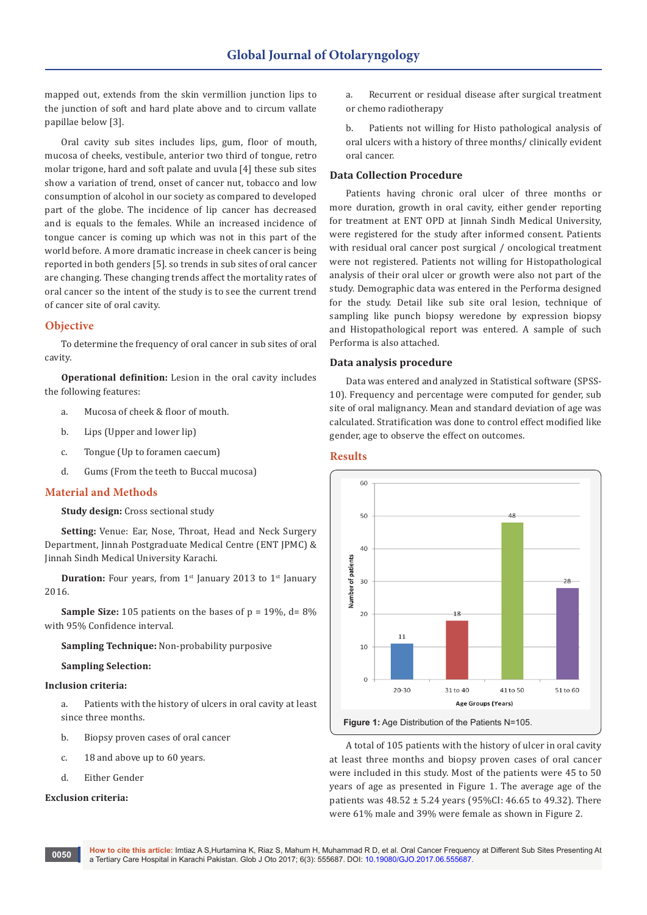mapped out, extends from the skin vermillion junction lips to the junction of soft and hard plate above and to circum vallate papillae below [3].

Oral cavity sub sites includes lips, gum, floor of mouth, mucosa of cheeks, vestibule, anterior two third of tongue, retro molar trigone, hard and soft palate and uvula [4] these sub sites show a variation of trend, onset of cancer nut, tobacco and low consumption of alcohol in our society as compared to developed part of the globe. The incidence of lip cancer has decreased and is equals to the females. While an increased incidence of tongue cancer is coming up which was not in this part of the world before. A more dramatic increase in cheek cancer is being reported in both genders [5]. so trends in sub sites of oral cancer are changing. These changing trends affect the mortality rates of oral cancer so the intent of the study is to see the current trend of cancer site of oral cavity.

## Objective

To determine the frequency of oral cancer in sub sites of oral cavity.

**Operational definition:** Lesion in the oral cavity includes the following features:

a. Mucosa of cheek & floor of mouth.

b. Lips (Upper and lower lip)

c. Tongue (Up to foramen caecum)

d. Gums (From the teeth to Buccal mucosa)

## Material and Methods

**Study design:** Cross sectional study

**Setting:** Venue: Ear, Nose, Throat, Head and Neck Surgery Department, Jinnah Postgraduate Medical Centre (ENT JPMC) & Jinnah Sindh Medical University Karachi.

**Duration:** Four years, from 1st January 2013 to 1st January 2016.

**Sample Size:** 105 patients on the bases of p = 19%, d= 8% with 95% Confidence interval.

**Sampling Technique:** Non-probability purposive

**Sampling Selection:**

**Inclusion criteria:**

a. Patients with the history of ulcers in oral cavity at least since three months.

b. Biopsy proven cases of oral cancer

c. 18 and above up to 60 years.

d. Either Gender

**Exclusion criteria:**

a. Recurrent or residual disease after surgical treatment or chemo radiotherapy

b. Patients not willing for Histo pathological analysis of oral ulcers with a history of three months/ clinically evident oral cancer.

### Data Collection Procedure

Patients having chronic oral ulcer of three months or more duration, growth in oral cavity, either gender reporting for treatment at ENT OPD at Jinnah Sindh Medical University, were registered for the study after informed consent. Patients with residual oral cancer post surgical / oncological treatment were not registered. Patients not willing for Histopathological analysis of their oral ulcer or growth were also not part of the study. Demographic data was entered in the Performa designed for the study. Detail like sub site oral lesion, technique of sampling like punch biopsy weredone by expression biopsy and Histopathological report was entered. A sample of such Performa is also attached.

### Data analysis procedure

Data was entered and analyzed in Statistical software (SPSS-10). Frequency and percentage were computed for gender, sub site of oral malignancy. Mean and standard deviation of age was calculated. Stratification was done to control effect modified like gender, age to observe the effect on outcomes.

## Results

| Age Groups (Years) | Number of patients |
|---|---|
| 20-30 | 11 |
| 31 to 40 | 18 |
| 41 to 50 | 48 |
| 51 to 60 | 28 |

**Figure 1:** Age Distribution of the Patients N=105.

A total of 105 patients with the history of ulcer in oral cavity at least three months and biopsy proven cases of oral cancer were included in this study. Most of the patients were 45 to 50 years of age as presented in Figure 1. The average age of the patients was 48.52 ± 5.24 years (95%CI: 46.65 to 49.32). There were 61% male and 39% were female as shown in Figure 2.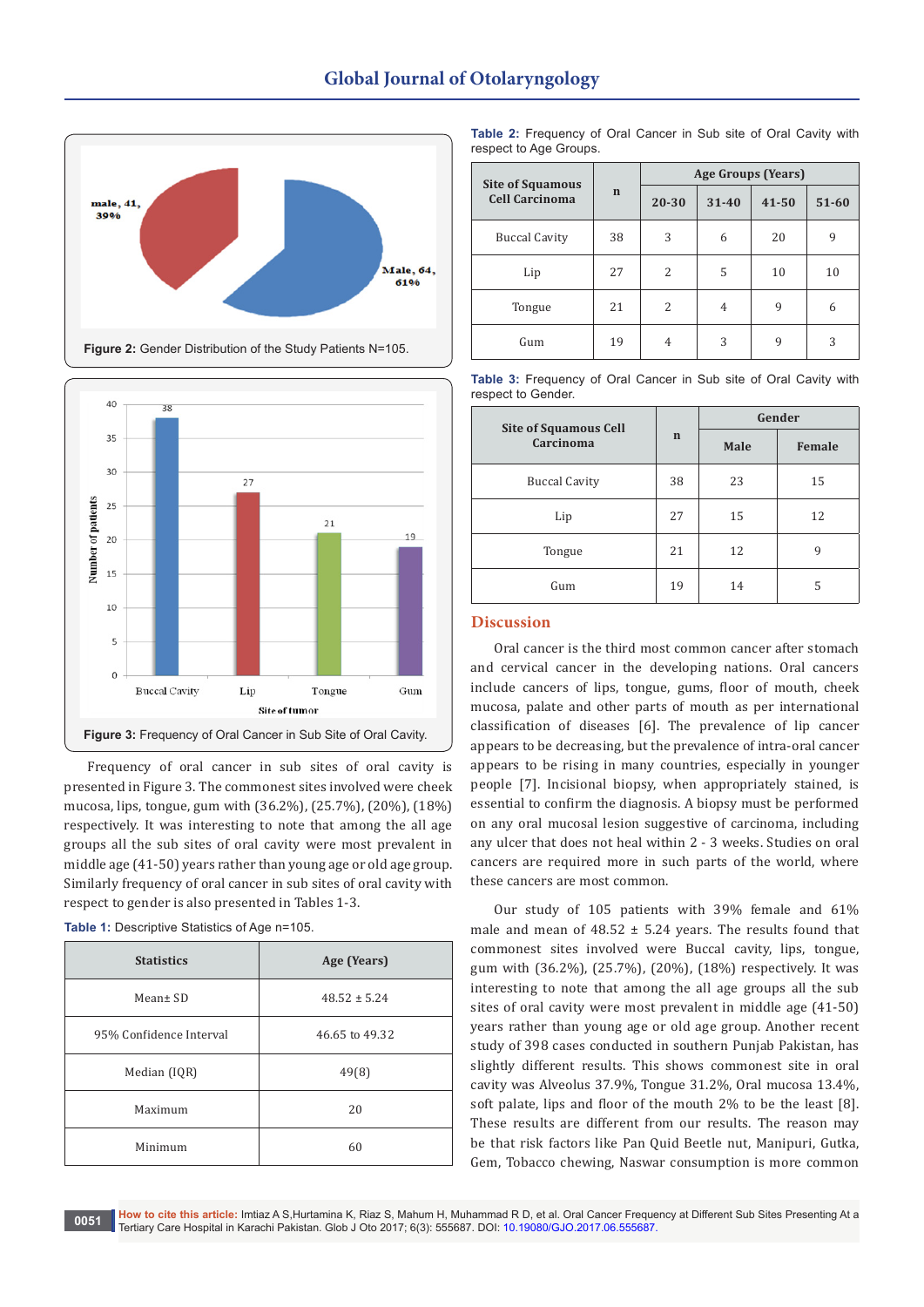Figure 2: Gender Distribution of the Study Patients N=105.

Figure 3: Frequency of Oral Cancer in Sub Site of Oral Cavity.

Frequency of oral cancer in sub sites of oral cavity is presented in Figure 3. The commonest sites involved were cheek mucosa, lips, tongue, gum with (36.2%), (25.7%), (20%), (18%) respectively. It was interesting to note that among the all age groups all the sub sites of oral cavity were most prevalent in middle age (41-50) years rather than young age or old age group. Similarly frequency of oral cancer in sub sites of oral cavity with respect to gender is also presented in Tables 1-3.

**Table 1:** Descriptive Statistics of Age n=105.

| Statistics | Age (Years) |
|---|---|
| Mean± SD | 48.52 ± 5.24 |
| 95% Confidence Interval | 46.65 to 49.32 |
| Median (IQR) | 49(8) |
| Maximum | 20 |
| Minimum | 60 |

**Table 2:** Frequency of Oral Cancer in Sub site of Oral Cavity with respect to Age Groups.

| Site of Squamous Cell Carcinoma | n | Age Groups (Years) | | | |
|---|---|---|---|---|---|
| | | 20-30 | 31-40 | 41-50 | 51-60 |
| Buccal Cavity | 38 | 3 | 6 | 20 | 9 |
| Lip | 27 | 2 | 5 | 10 | 10 |
| Tongue | 21 | 2 | 4 | 9 | 6 |
| Gum | 19 | 4 | 3 | 9 | 3 |

**Table 3:** Frequency of Oral Cancer in Sub site of Oral Cavity with respect to Gender.

| Site of Squamous Cell Carcinoma | n | Gender | |
|---|---|---|---|
| | | Male | Female |
| Buccal Cavity | 38 | 23 | 15 |
| Lip | 27 | 15 | 12 |
| Tongue | 21 | 12 | 9 |
| Gum | 19 | 14 | 5 |

## Discussion

Oral cancer is the third most common cancer after stomach and cervical cancer in the developing nations. Oral cancers include cancers of lips, tongue, gums, floor of mouth, cheek mucosa, palate and other parts of mouth as per international classification of diseases [6]. The prevalence of lip cancer appears to be decreasing, but the prevalence of intra-oral cancer appears to be rising in many countries, especially in younger people [7]. Incisional biopsy, when appropriately stained, is essential to confirm the diagnosis. A biopsy must be performed on any oral mucosal lesion suggestive of carcinoma, including any ulcer that does not heal within 2 - 3 weeks. Studies on oral cancers are required more in such parts of the world, where these cancers are most common.

Our study of 105 patients with 39% female and 61% male and mean of 48.52 ± 5.24 years. The results found that commonest sites involved were Buccal cavity, lips, tongue, gum with (36.2%), (25.7%), (20%), (18%) respectively. It was interesting to note that among the all age groups all the sub sites of oral cavity were most prevalent in middle age (41-50) years rather than young age or old age group. Another recent study of 398 cases conducted in southern Punjab Pakistan, has slightly different results. This shows commonest site in oral cavity was Alveolus 37.9%, Tongue 31.2%, Oral mucosa 13.4%, soft palate, lips and floor of the mouth 2% to be the least [8]. These results are different from our results. The reason may be that risk factors like Pan Quid Beetle nut, Manipuri, Gutka, Gem, Tobacco chewing, Naswar consumption is more common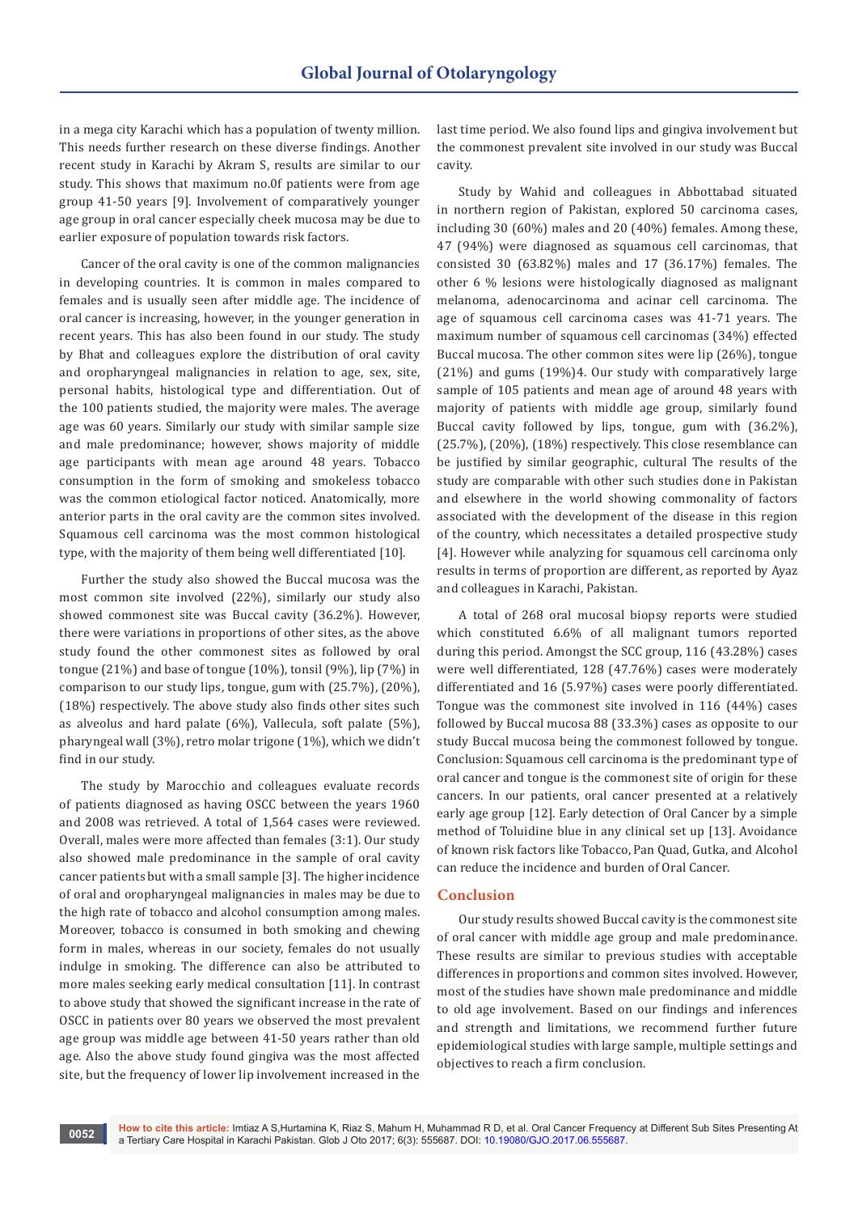in a mega city Karachi which has a population of twenty million. This needs further research on these diverse findings. Another recent study in Karachi by Akram S, results are similar to our study. This shows that maximum no.0f patients were from age group 41-50 years [9]. Involvement of comparatively younger age group in oral cancer especially cheek mucosa may be due to earlier exposure of population towards risk factors.

Cancer of the oral cavity is one of the common malignancies in developing countries. It is common in males compared to females and is usually seen after middle age. The incidence of oral cancer is increasing, however, in the younger generation in recent years. This has also been found in our study. The study by Bhat and colleagues explore the distribution of oral cavity and oropharyngeal malignancies in relation to age, sex, site, personal habits, histological type and differentiation. Out of the 100 patients studied, the majority were males. The average age was 60 years. Similarly our study with similar sample size and male predominance; however, shows majority of middle age participants with mean age around 48 years. Tobacco consumption in the form of smoking and smokeless tobacco was the common etiological factor noticed. Anatomically, more anterior parts in the oral cavity are the common sites involved. Squamous cell carcinoma was the most common histological type, with the majority of them being well differentiated [10].

Further the study also showed the Buccal mucosa was the most common site involved (22%), similarly our study also showed commonest site was Buccal cavity (36.2%). However, there were variations in proportions of other sites, as the above study found the other commonest sites as followed by oral tongue (21%) and base of tongue (10%), tonsil (9%), lip (7%) in comparison to our study lips, tongue, gum with (25.7%), (20%), (18%) respectively. The above study also finds other sites such as alveolus and hard palate (6%), Vallecula, soft palate (5%), pharyngeal wall (3%), retro molar trigone (1%), which we didn't find in our study.

The study by Marocchio and colleagues evaluate records of patients diagnosed as having OSCC between the years 1960 and 2008 was retrieved. A total of 1,564 cases were reviewed. Overall, males were more affected than females (3:1). Our study also showed male predominance in the sample of oral cavity cancer patients but with a small sample [3]. The higher incidence of oral and oropharyngeal malignancies in males may be due to the high rate of tobacco and alcohol consumption among males. Moreover, tobacco is consumed in both smoking and chewing form in males, whereas in our society, females do not usually indulge in smoking. The difference can also be attributed to more males seeking early medical consultation [11]. In contrast to above study that showed the significant increase in the rate of OSCC in patients over 80 years we observed the most prevalent age group was middle age between 41-50 years rather than old age. Also the above study found gingiva was the most affected site, but the frequency of lower lip involvement increased in the last time period. We also found lips and gingiva involvement but the commonest prevalent site involved in our study was Buccal cavity.

Study by Wahid and colleagues in Abbottabad situated in northern region of Pakistan, explored 50 carcinoma cases, including 30 (60%) males and 20 (40%) females. Among these, 47 (94%) were diagnosed as squamous cell carcinomas, that consisted 30 (63.82%) males and 17 (36.17%) females. The other 6 % lesions were histologically diagnosed as malignant melanoma, adenocarcinoma and acinar cell carcinoma. The age of squamous cell carcinoma cases was 41-71 years. The maximum number of squamous cell carcinomas (34%) effected Buccal mucosa. The other common sites were lip (26%), tongue (21%) and gums (19%)4. Our study with comparatively large sample of 105 patients and mean age of around 48 years with majority of patients with middle age group, similarly found Buccal cavity followed by lips, tongue, gum with (36.2%), (25.7%), (20%), (18%) respectively. This close resemblance can be justified by similar geographic, cultural The results of the study are comparable with other such studies done in Pakistan and elsewhere in the world showing commonality of factors associated with the development of the disease in this region of the country, which necessitates a detailed prospective study [4]. However while analyzing for squamous cell carcinoma only results in terms of proportion are different, as reported by Ayaz and colleagues in Karachi, Pakistan.

A total of 268 oral mucosal biopsy reports were studied which constituted 6.6% of all malignant tumors reported during this period. Amongst the SCC group, 116 (43.28%) cases were well differentiated, 128 (47.76%) cases were moderately differentiated and 16 (5.97%) cases were poorly differentiated. Tongue was the commonest site involved in 116 (44%) cases followed by Buccal mucosa 88 (33.3%) cases as opposite to our study Buccal mucosa being the commonest followed by tongue. Conclusion: Squamous cell carcinoma is the predominant type of oral cancer and tongue is the commonest site of origin for these cancers. In our patients, oral cancer presented at a relatively early age group [12]. Early detection of Oral Cancer by a simple method of Toluidine blue in any clinical set up [13]. Avoidance of known risk factors like Tobacco, Pan Quad, Gutka, and Alcohol can reduce the incidence and burden of Oral Cancer.

## Conclusion

Our study results showed Buccal cavity is the commonest site of oral cancer with middle age group and male predominance. These results are similar to previous studies with acceptable differences in proportions and common sites involved. However, most of the studies have shown male predominance and middle to old age involvement. Based on our findings and inferences and strength and limitations, we recommend further future epidemiological studies with large sample, multiple settings and objectives to reach a firm conclusion.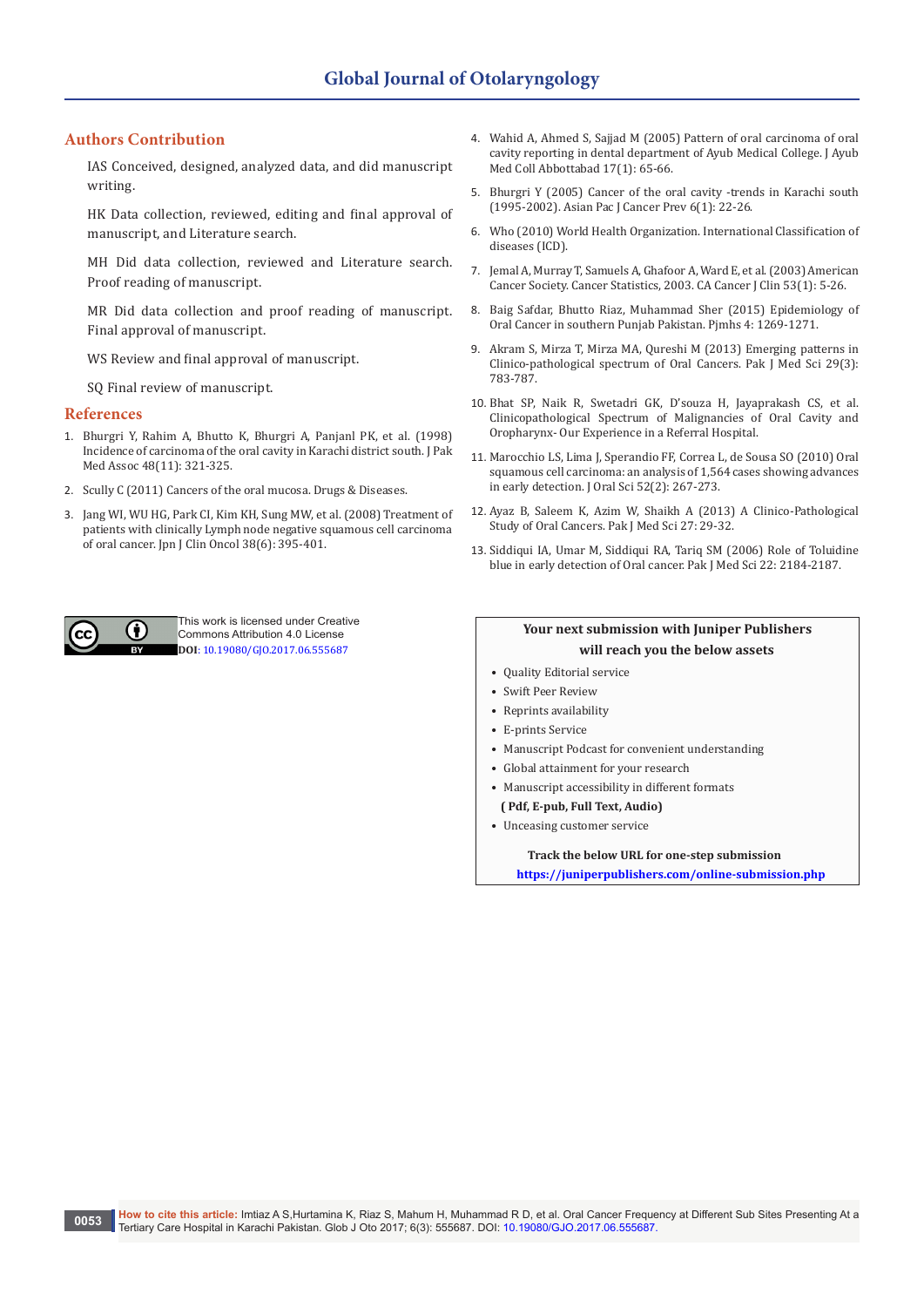## Authors Contribution

IAS Conceived, designed, analyzed data, and did manuscript writing.

HK Data collection, reviewed, editing and final approval of manuscript, and Literature search.

MH Did data collection, reviewed and Literature search. Proof reading of manuscript.

MR Did data collection and proof reading of manuscript. Final approval of manuscript.

WS Review and final approval of manuscript.

SQ Final review of manuscript.

## References

1. Bhurgri Y, Rahim A, Bhutto K, Bhurgri A, Panjanl PK, et al. (1998) Incidence of carcinoma of the oral cavity in Karachi district south. J Pak Med Assoc 48(11): 321-325.
2. Scully C (2011) Cancers of the oral mucosa. Drugs & Diseases.
3. Jang WI, WU HG, Park CI, Kim KH, Sung MW, et al. (2008) Treatment of patients with clinically Lymph node negative squamous cell carcinoma of oral cancer. Jpn J Clin Oncol 38(6): 395-401.
4. Wahid A, Ahmed S, Sajjad M (2005) Pattern of oral carcinoma of oral cavity reporting in dental department of Ayub Medical College. J Ayub Med Coll Abbottabad 17(1): 65-66.
5. Bhurgri Y (2005) Cancer of the oral cavity -trends in Karachi south (1995-2002). Asian Pac J Cancer Prev 6(1): 22-26.
6. Who (2010) World Health Organization. International Classification of diseases (ICD).
7. Jemal A, Murray T, Samuels A, Ghafoor A, Ward E, et al. (2003) American Cancer Society. Cancer Statistics, 2003. CA Cancer J Clin 53(1): 5-26.
8. Baig Safdar, Bhutto Riaz, Muhammad Sher (2015) Epidemiology of Oral Cancer in southern Punjab Pakistan. Pjmhs 4: 1269-1271.
9. Akram S, Mirza T, Mirza MA, Qureshi M (2013) Emerging patterns in Clinico-pathological spectrum of Oral Cancers. Pak J Med Sci 29(3): 783-787.
10. Bhat SP, Naik R, Swetadri GK, D'souza H, Jayaprakash CS, et al. Clinicopathological Spectrum of Malignancies of Oral Cavity and Oropharynx- Our Experience in a Referral Hospital.
11. Marocchio LS, Lima J, Sperandio FF, Correa L, de Sousa SO (2010) Oral squamous cell carcinoma: an analysis of 1,564 cases showing advances in early detection. J Oral Sci 52(2): 267-273.
12. Ayaz B, Saleem K, Azim W, Shaikh A (2013) A Clinico-Pathological Study of Oral Cancers. Pak J Med Sci 27: 29-32.
13. Siddiqui IA, Umar M, Siddiqui RA, Tariq SM (2006) Role of Toluidine blue in early detection of Oral cancer. Pak J Med Sci 22: 2184-2187.

This work is licensed under Creative Commons Attribution 4.0 License
**DOI**: 10.19080/GJO.2017.06.555687

**Your next submission with Juniper Publishers will reach you the below assets**

- Quality Editorial service
- Swift Peer Review
- Reprints availability
- E-prints Service
- Manuscript Podcast for convenient understanding
- Global attainment for your research
- Manuscript accessibility in different formats
  **( Pdf, E-pub, Full Text, Audio)**
- Unceasing customer service

**Track the below URL for one-step submission**
**https://juniperpublishers.com/online-submission.php**

**How to cite this article:** Imtiaz A S,Hurtamina K, Riaz S, Mahum H, Muhammad R D, et al. Oral Cancer Frequency at Different Sub Sites Presenting At a Tertiary Care Hospital in Karachi Pakistan. Glob J Oto 2017; 6(3): 555687. DOI: 10.19080/GJO.2017.06.555687.